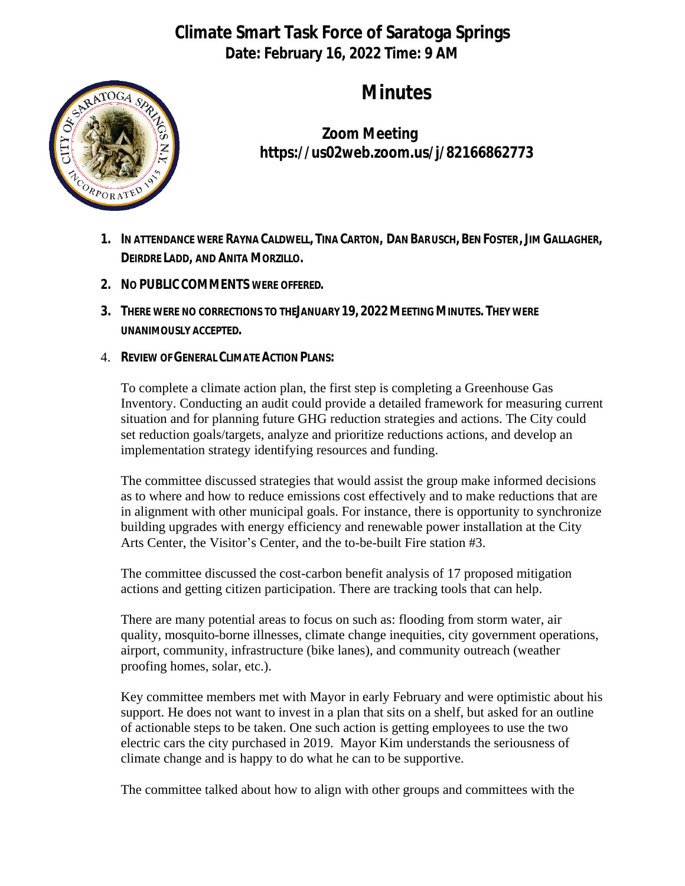# Climate Smart Task Force of Saratoga Springs

**Date: February 16, 2022 Time: 9 AM**

## Minutes

**Zoom Meeting**
**https://us02web.zoom.us/j/82166862773**

1. **In attendance were Rayna Caldwell, Tina Carton, Dan Barusch, Ben Foster, Jim Gallagher, Deirdre Ladd, and Anita Morzillo.**
2. **No PUBLIC COMMENTS were offered.**
3. **There were no corrections to the January 19, 2022 Meeting Minutes. They were unanimously accepted.**
4. **Review of General Climate Action Plans:**

   To complete a climate action plan, the first step is completing a Greenhouse Gas Inventory. Conducting an audit could provide a detailed framework for measuring current situation and for planning future GHG reduction strategies and actions. The City could set reduction goals/targets, analyze and prioritize reductions actions, and develop an implementation strategy identifying resources and funding.

   The committee discussed strategies that would assist the group make informed decisions as to where and how to reduce emissions cost effectively and to make reductions that are in alignment with other municipal goals. For instance, there is opportunity to synchronize building upgrades with energy efficiency and renewable power installation at the City Arts Center, the Visitor's Center, and the to-be-built Fire station #3.

   The committee discussed the cost-carbon benefit analysis of 17 proposed mitigation actions and getting citizen participation. There are tracking tools that can help.

   There are many potential areas to focus on such as: flooding from storm water, air quality, mosquito-borne illnesses, climate change inequities, city government operations, airport, community, infrastructure (bike lanes), and community outreach (weather proofing homes, solar, etc.).

   Key committee members met with Mayor in early February and were optimistic about his support. He does not want to invest in a plan that sits on a shelf, but asked for an outline of actionable steps to be taken. One such action is getting employees to use the two electric cars the city purchased in 2019. Mayor Kim understands the seriousness of climate change and is happy to do what he can to be supportive.

   The committee talked about how to align with other groups and committees with the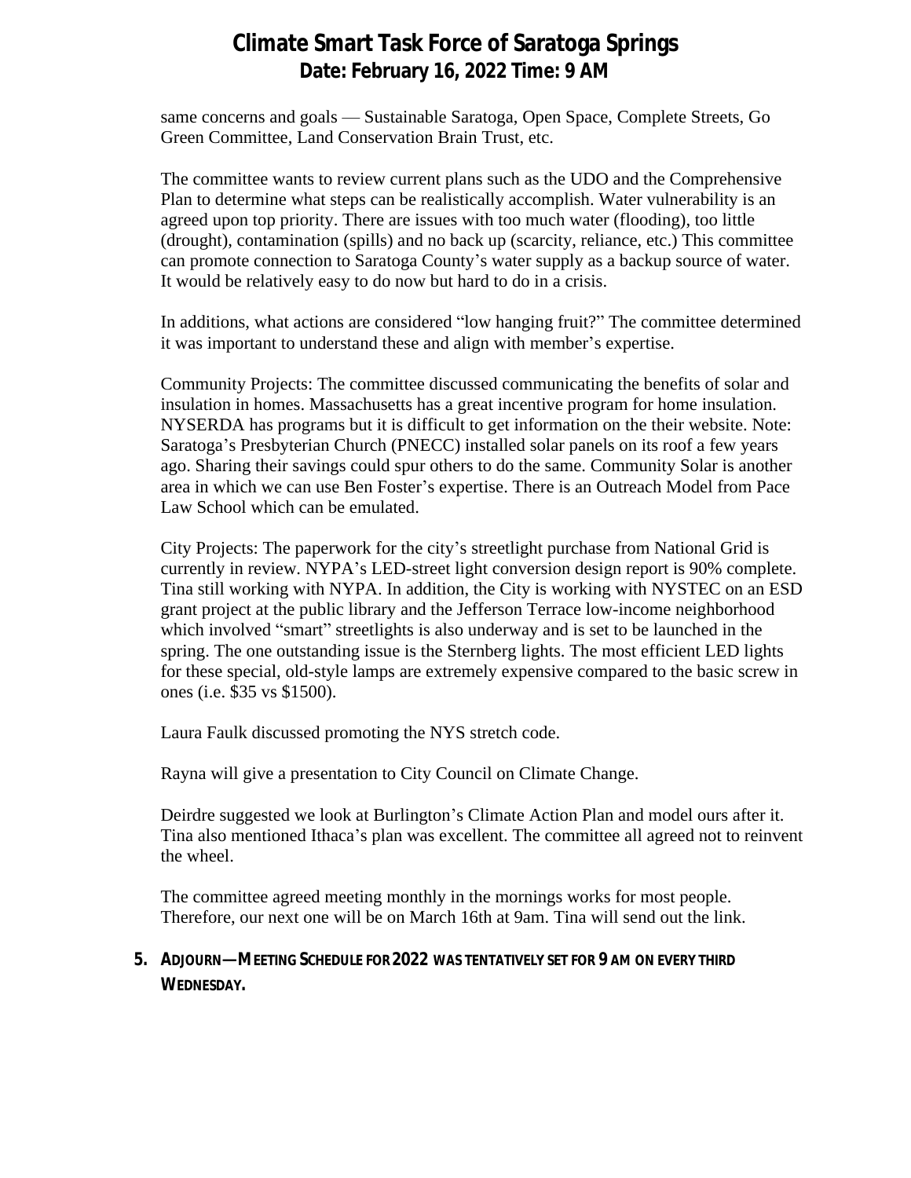same concerns and goals — Sustainable Saratoga, Open Space, Complete Streets, Go Green Committee, Land Conservation Brain Trust, etc.

The committee wants to review current plans such as the UDO and the Comprehensive Plan to determine what steps can be realistically accomplish. Water vulnerability is an agreed upon top priority. There are issues with too much water (flooding), too little (drought), contamination (spills) and no back up (scarcity, reliance, etc.) This committee can promote connection to Saratoga County's water supply as a backup source of water. It would be relatively easy to do now but hard to do in a crisis.

In additions, what actions are considered "low hanging fruit?" The committee determined it was important to understand these and align with member's expertise.

Community Projects: The committee discussed communicating the benefits of solar and insulation in homes. Massachusetts has a great incentive program for home insulation. NYSERDA has programs but it is difficult to get information on the their website. Note: Saratoga's Presbyterian Church (PNECC) installed solar panels on its roof a few years ago. Sharing their savings could spur others to do the same. Community Solar is another area in which we can use Ben Foster's expertise. There is an Outreach Model from Pace Law School which can be emulated.

City Projects: The paperwork for the city's streetlight purchase from National Grid is currently in review. NYPA's LED-street light conversion design report is 90% complete. Tina still working with NYPA. In addition, the City is working with NYSTEC on an ESD grant project at the public library and the Jefferson Terrace low-income neighborhood which involved "smart" streetlights is also underway and is set to be launched in the spring. The one outstanding issue is the Sternberg lights. The most efficient LED lights for these special, old-style lamps are extremely expensive compared to the basic screw in ones (i.e. $35 vs $1500).

Laura Faulk discussed promoting the NYS stretch code.

Rayna will give a presentation to City Council on Climate Change.

Deirdre suggested we look at Burlington's Climate Action Plan and model ours after it. Tina also mentioned Ithaca's plan was excellent. The committee all agreed not to reinvent the wheel.

The committee agreed meeting monthly in the mornings works for most people. Therefore, our next one will be on March 16th at 9am. Tina will send out the link.

5. **ADJOURN—MEETING SCHEDULE FOR 2022 WAS TENTATIVELY SET FOR 9 AM ON EVERY THIRD WEDNESDAY.**